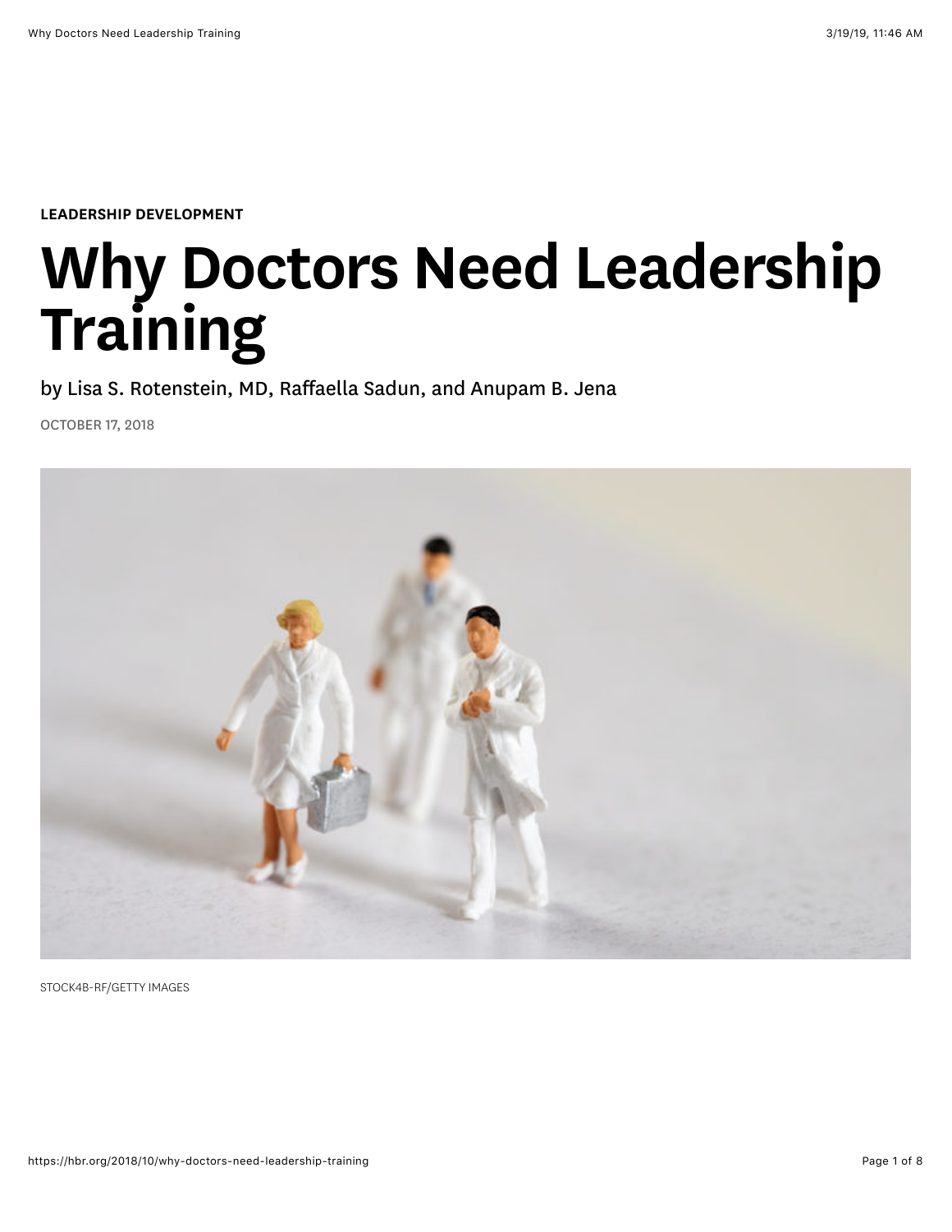LEADERSHIP DEVELOPMENT

# Why Doctors Need Leadership Training

by Lisa S. Rotenstein, MD, Raffaella Sadun, and Anupam B. Jena

OCTOBER 17, 2018

STOCK4B-RF/GETTY IMAGES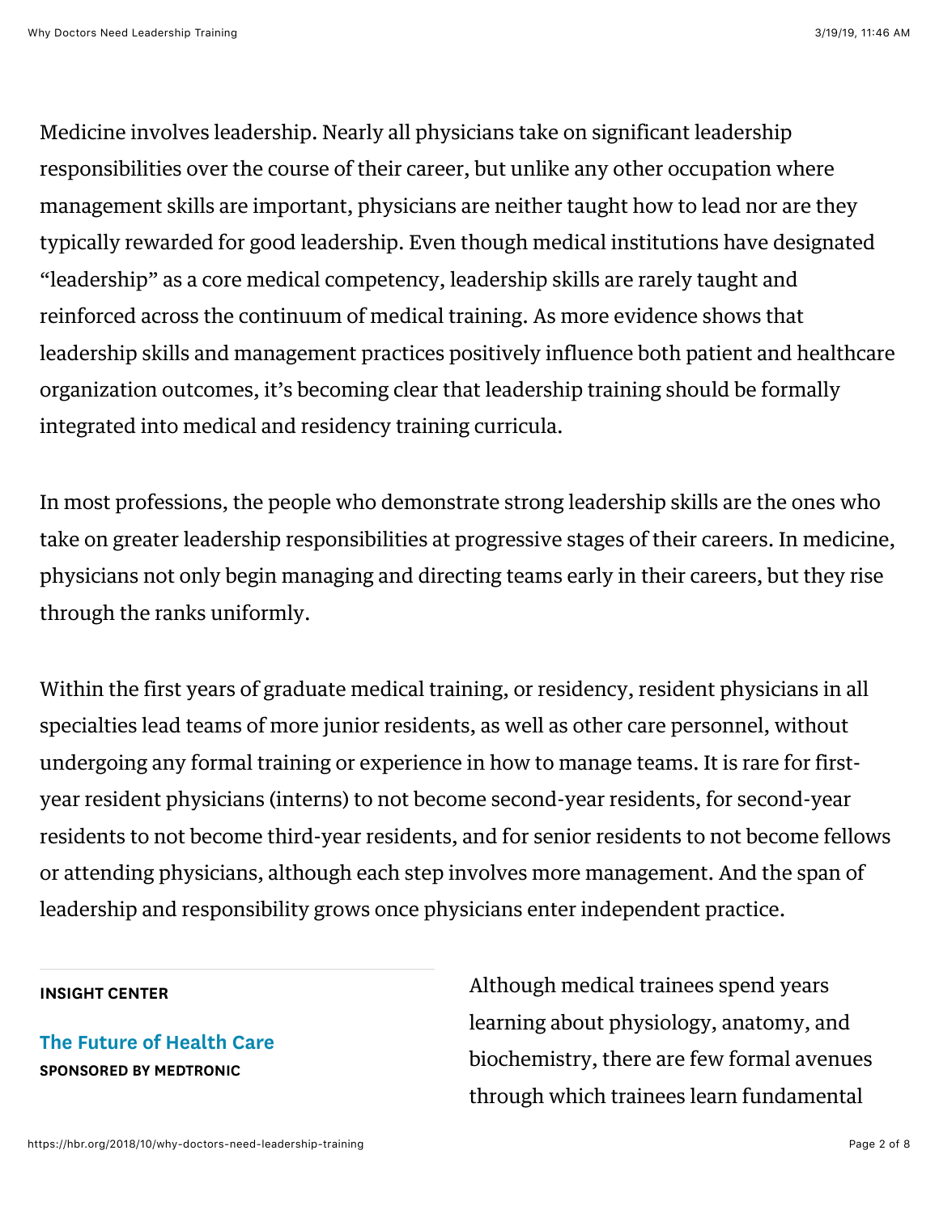Medicine involves leadership. Nearly all physicians take on significant leadership responsibilities over the course of their career, but unlike any other occupation where management skills are important, physicians are neither taught how to lead nor are they typically rewarded for good leadership. Even though medical institutions have designated "leadership" as a core medical competency, leadership skills are rarely taught and reinforced across the continuum of medical training. As more evidence shows that leadership skills and management practices positively influence both patient and healthcare organization outcomes, it's becoming clear that leadership training should be formally integrated into medical and residency training curricula.

In most professions, the people who demonstrate strong leadership skills are the ones who take on greater leadership responsibilities at progressive stages of their careers. In medicine, physicians not only begin managing and directing teams early in their careers, but they rise through the ranks uniformly.

Within the first years of graduate medical training, or residency, resident physicians in all specialties lead teams of more junior residents, as well as other care personnel, without undergoing any formal training or experience in how to manage teams. It is rare for first-year resident physicians (interns) to not become second-year residents, for second-year residents to not become third-year residents, and for senior residents to not become fellows or attending physicians, although each step involves more management. And the span of leadership and responsibility grows once physicians enter independent practice.

**INSIGHT CENTER**

**The Future of Health Care**
**SPONSORED BY MEDTRONIC**

Although medical trainees spend years learning about physiology, anatomy, and biochemistry, there are few formal avenues through which trainees learn fundamental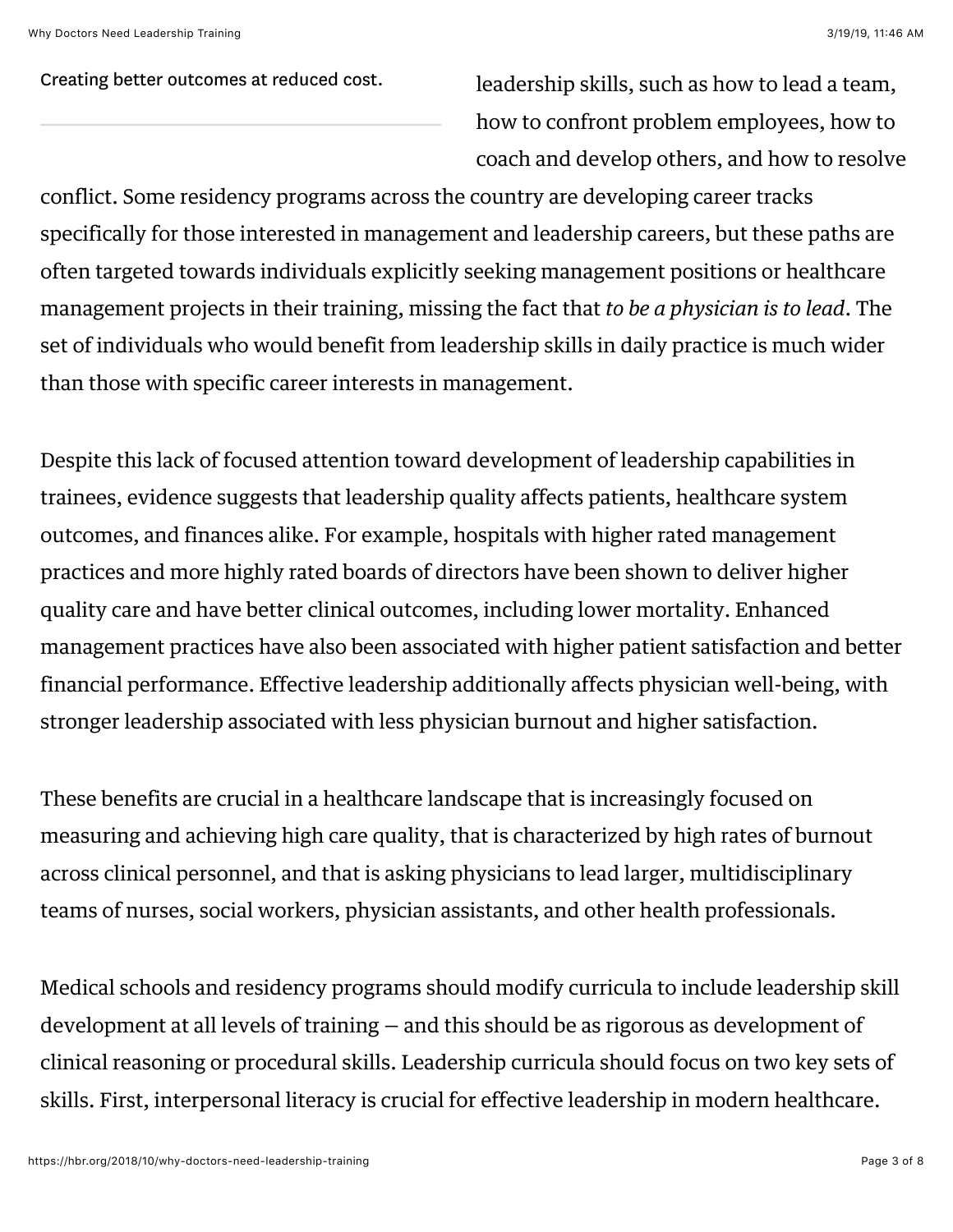Creating better outcomes at reduced cost.

leadership skills, such as how to lead a team, how to confront problem employees, how to coach and develop others, and how to resolve conflict. Some residency programs across the country are developing career tracks specifically for those interested in management and leadership careers, but these paths are often targeted towards individuals explicitly seeking management positions or healthcare management projects in their training, missing the fact that *to be a physician is to lead*. The set of individuals who would benefit from leadership skills in daily practice is much wider than those with specific career interests in management.

Despite this lack of focused attention toward development of leadership capabilities in trainees, evidence suggests that leadership quality affects patients, healthcare system outcomes, and finances alike. For example, hospitals with higher rated management practices and more highly rated boards of directors have been shown to deliver higher quality care and have better clinical outcomes, including lower mortality. Enhanced management practices have also been associated with higher patient satisfaction and better financial performance. Effective leadership additionally affects physician well-being, with stronger leadership associated with less physician burnout and higher satisfaction.

These benefits are crucial in a healthcare landscape that is increasingly focused on measuring and achieving high care quality, that is characterized by high rates of burnout across clinical personnel, and that is asking physicians to lead larger, multidisciplinary teams of nurses, social workers, physician assistants, and other health professionals.

Medical schools and residency programs should modify curricula to include leadership skill development at all levels of training — and this should be as rigorous as development of clinical reasoning or procedural skills. Leadership curricula should focus on two key sets of skills. First, interpersonal literacy is crucial for effective leadership in modern healthcare.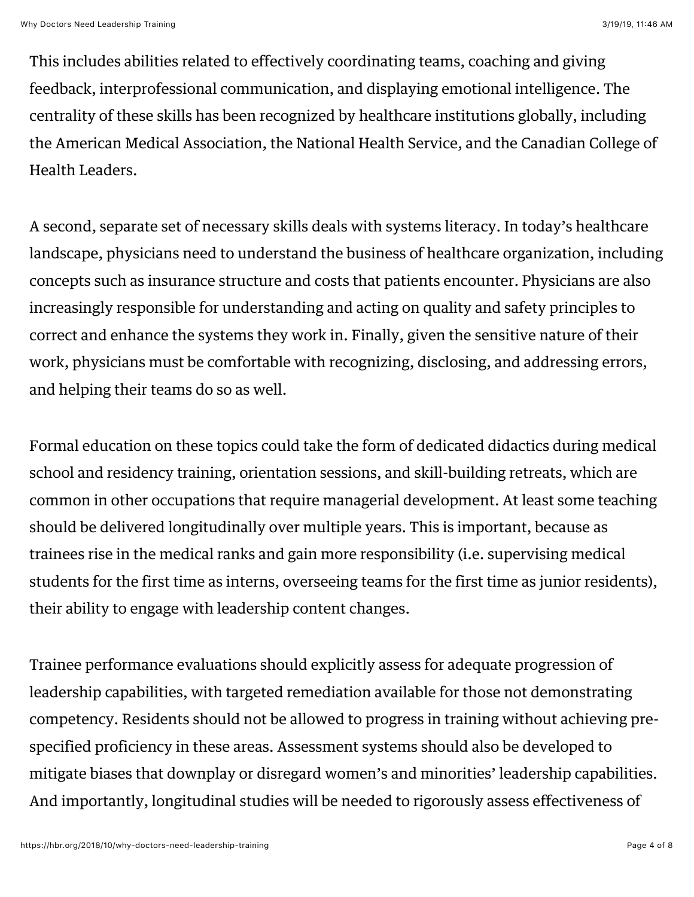This includes abilities related to effectively coordinating teams, coaching and giving feedback, interprofessional communication, and displaying emotional intelligence. The centrality of these skills has been recognized by healthcare institutions globally, including the American Medical Association, the National Health Service, and the Canadian College of Health Leaders.

A second, separate set of necessary skills deals with systems literacy. In today's healthcare landscape, physicians need to understand the business of healthcare organization, including concepts such as insurance structure and costs that patients encounter. Physicians are also increasingly responsible for understanding and acting on quality and safety principles to correct and enhance the systems they work in. Finally, given the sensitive nature of their work, physicians must be comfortable with recognizing, disclosing, and addressing errors, and helping their teams do so as well.

Formal education on these topics could take the form of dedicated didactics during medical school and residency training, orientation sessions, and skill-building retreats, which are common in other occupations that require managerial development. At least some teaching should be delivered longitudinally over multiple years. This is important, because as trainees rise in the medical ranks and gain more responsibility (i.e. supervising medical students for the first time as interns, overseeing teams for the first time as junior residents), their ability to engage with leadership content changes.

Trainee performance evaluations should explicitly assess for adequate progression of leadership capabilities, with targeted remediation available for those not demonstrating competency. Residents should not be allowed to progress in training without achieving pre-specified proficiency in these areas. Assessment systems should also be developed to mitigate biases that downplay or disregard women's and minorities' leadership capabilities. And importantly, longitudinal studies will be needed to rigorously assess effectiveness of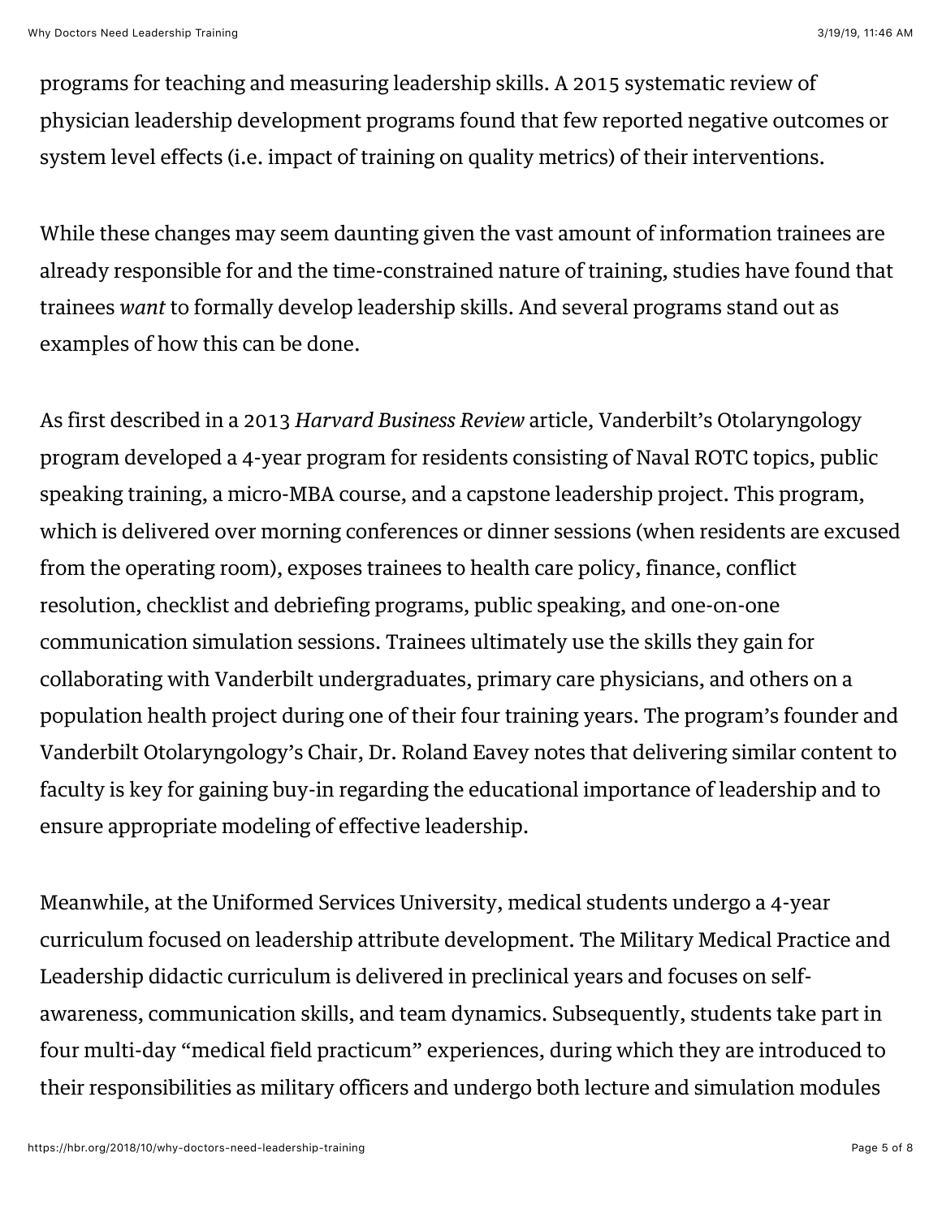programs for teaching and measuring leadership skills. A 2015 systematic review of physician leadership development programs found that few reported negative outcomes or system level effects (i.e. impact of training on quality metrics) of their interventions.

While these changes may seem daunting given the vast amount of information trainees are already responsible for and the time-constrained nature of training, studies have found that trainees *want* to formally develop leadership skills. And several programs stand out as examples of how this can be done.

As first described in a 2013 *Harvard Business Review* article, Vanderbilt's Otolaryngology program developed a 4-year program for residents consisting of Naval ROTC topics, public speaking training, a micro-MBA course, and a capstone leadership project. This program, which is delivered over morning conferences or dinner sessions (when residents are excused from the operating room), exposes trainees to health care policy, finance, conflict resolution, checklist and debriefing programs, public speaking, and one-on-one communication simulation sessions. Trainees ultimately use the skills they gain for collaborating with Vanderbilt undergraduates, primary care physicians, and others on a population health project during one of their four training years. The program's founder and Vanderbilt Otolaryngology's Chair, Dr. Roland Eavey notes that delivering similar content to faculty is key for gaining buy-in regarding the educational importance of leadership and to ensure appropriate modeling of effective leadership.

Meanwhile, at the Uniformed Services University, medical students undergo a 4-year curriculum focused on leadership attribute development. The Military Medical Practice and Leadership didactic curriculum is delivered in preclinical years and focuses on self-awareness, communication skills, and team dynamics. Subsequently, students take part in four multi-day "medical field practicum" experiences, during which they are introduced to their responsibilities as military officers and undergo both lecture and simulation modules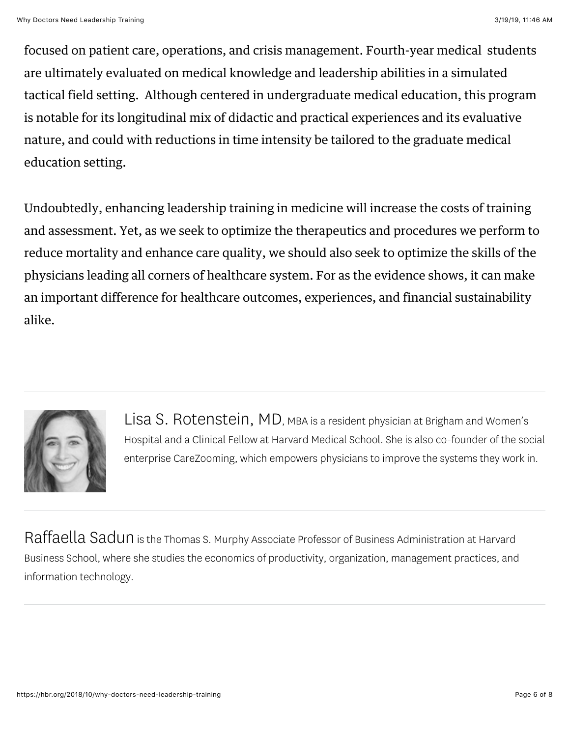focused on patient care, operations, and crisis management. Fourth-year medical students are ultimately evaluated on medical knowledge and leadership abilities in a simulated tactical field setting. Although centered in undergraduate medical education, this program is notable for its longitudinal mix of didactic and practical experiences and its evaluative nature, and could with reductions in time intensity be tailored to the graduate medical education setting.

Undoubtedly, enhancing leadership training in medicine will increase the costs of training and assessment. Yet, as we seek to optimize the therapeutics and procedures we perform to reduce mortality and enhance care quality, we should also seek to optimize the skills of the physicians leading all corners of healthcare system. For as the evidence shows, it can make an important difference for healthcare outcomes, experiences, and financial sustainability alike.

---

Lisa S. Rotenstein, MD, MBA is a resident physician at Brigham and Women's Hospital and a Clinical Fellow at Harvard Medical School. She is also co-founder of the social enterprise CareZooming, which empowers physicians to improve the systems they work in.

---

Raffaella Sadun is the Thomas S. Murphy Associate Professor of Business Administration at Harvard Business School, where she studies the economics of productivity, organization, management practices, and information technology.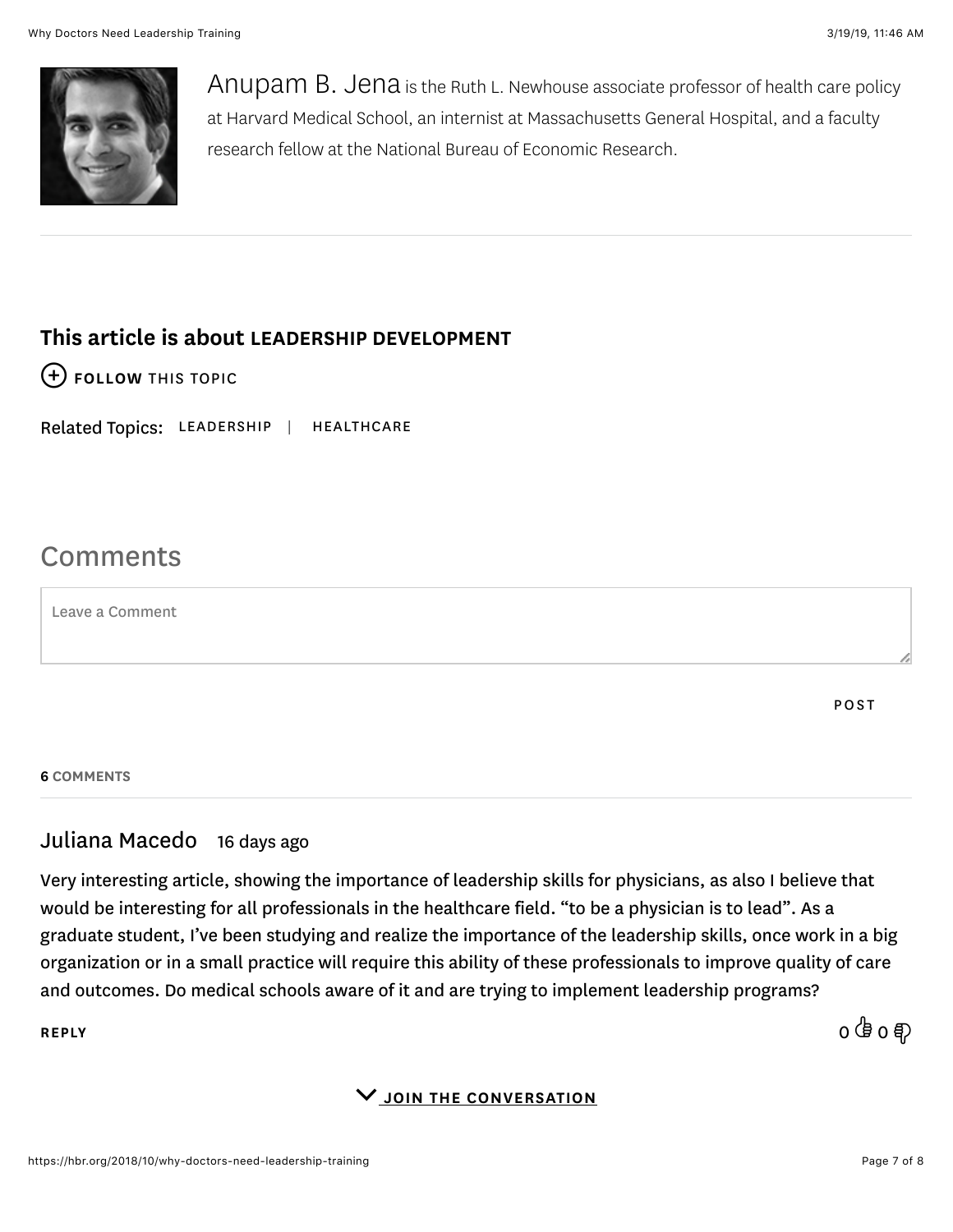Anupam B. Jena is the Ruth L. Newhouse associate professor of health care policy at Harvard Medical School, an internist at Massachusetts General Hospital, and a faculty research fellow at the National Bureau of Economic Research.

---

**This article is about LEADERSHIP DEVELOPMENT**

**FOLLOW** THIS TOPIC

Related Topics: LEADERSHIP | HEALTHCARE

## Comments

Leave a Comment

POST

**6** COMMENTS

---

**Juliana Macedo** 16 days ago

Very interesting article, showing the importance of leadership skills for physicians, as also I believe that would be interesting for all professionals in the healthcare field. "to be a physician is to lead". As a graduate student, I've been studying and realize the importance of the leadership skills, once work in a big organization or in a small practice will require this ability of these professionals to improve quality of care and outcomes. Do medical schools aware of it and are trying to implement leadership programs?

**REPLY** 0 👍 0 👎

**JOIN THE CONVERSATION**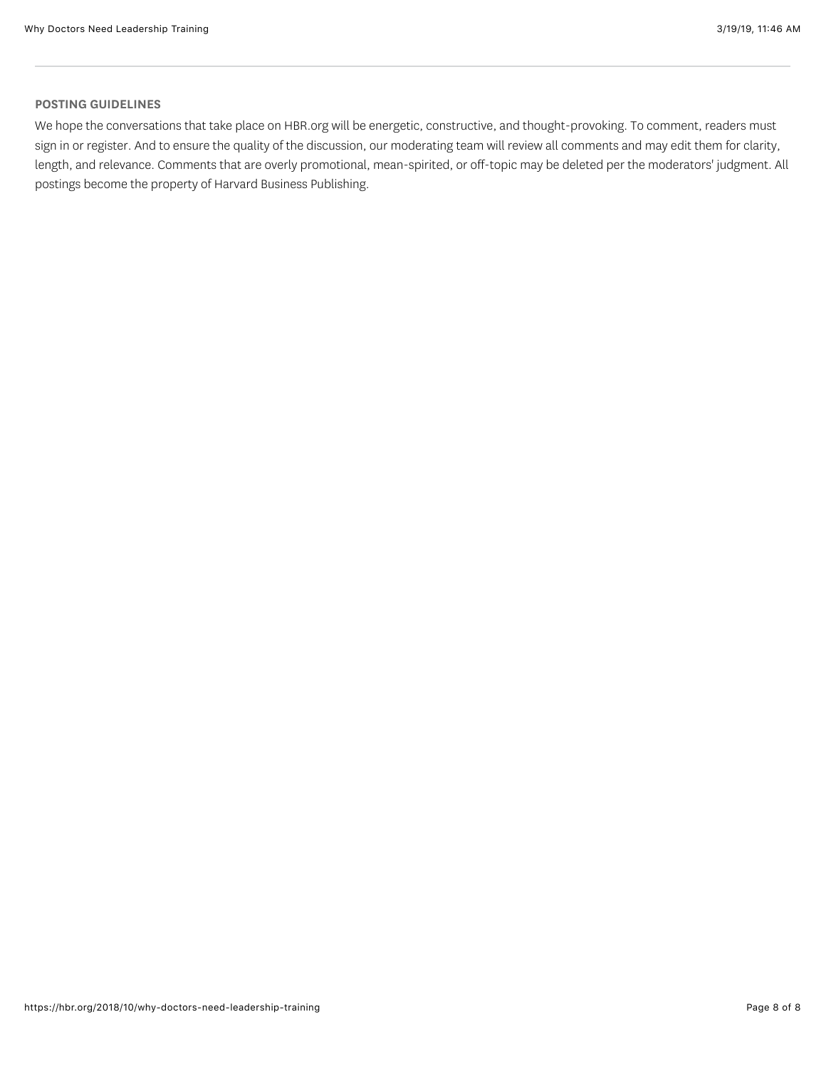#### POSTING GUIDELINES

We hope the conversations that take place on HBR.org will be energetic, constructive, and thought-provoking. To comment, readers must sign in or register. And to ensure the quality of the discussion, our moderating team will review all comments and may edit them for clarity, length, and relevance. Comments that are overly promotional, mean-spirited, or off-topic may be deleted per the moderators' judgment. All postings become the property of Harvard Business Publishing.